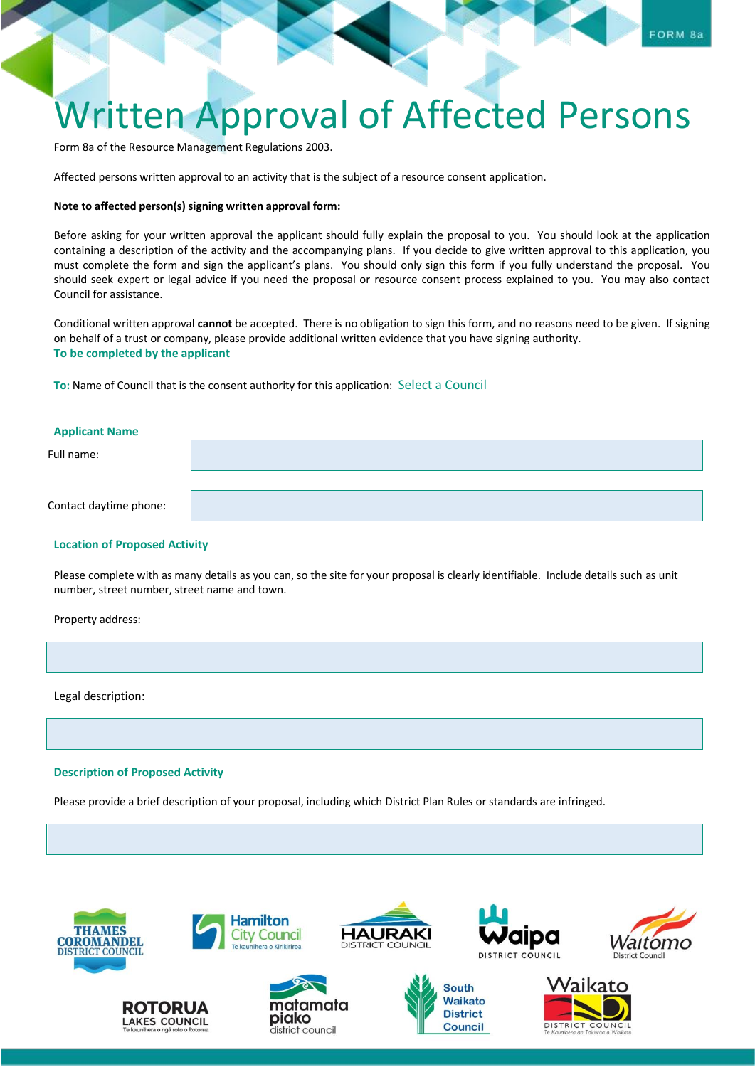FORM 8a

# Written Approval of Affected Persons

Form 8a of the Resource Management Regulations 2003.

Affected persons written approval to an activity that is the subject of a resource consent application.

**Note to affected person(s) signing written approval form:**

Before asking for your written approval the applicant should fully explain the proposal to you. You should look at the application containing a description of the activity and the accompanying plans. If you decide to give written approval to this application, you must complete the form and sign the applicant's plans. You should only sign this form if you fully understand the proposal. You should seek expert or legal advice if you need the proposal or resource consent process explained to you. You may also contact Council for assistance.

Conditional written approval **cannot** be accepted. There is no obligation to sign this form, and no reasons need to be given. If signing on behalf of a trust or company, please provide additional written evidence that you have signing authority.

## To be completed by the applicant

**To:** Name of Council that is the consent authority for this application: Select a Council

### Applicant Name

Full name:

Contact daytime phone:

### Location of Proposed Activity

Please complete with as many details as you can, so the site for your proposal is clearly identifiable. Include details such as unit number, street number, street name and town.

Property address:

Legal description:

### Description of Proposed Activity

Please provide a brief description of your proposal, including which District Plan Rules or standards are infringed.

THAMES COROMANDEL DISTRICT COUNCIL | Hamilton City Council Te kaunihera o Kirikiriroa | HAURAKI DISTRICT COUNCIL | Waipa DISTRICT COUNCIL | Waitomo District Council | ROTORUA LAKES COUNCIL Te kaunihera o ngā roto o Rotorua | matamata piako district council | South Waikato District Council | Waikato DISTRICT COUNCIL Te Kaunihera aa Takiwaa o Waikato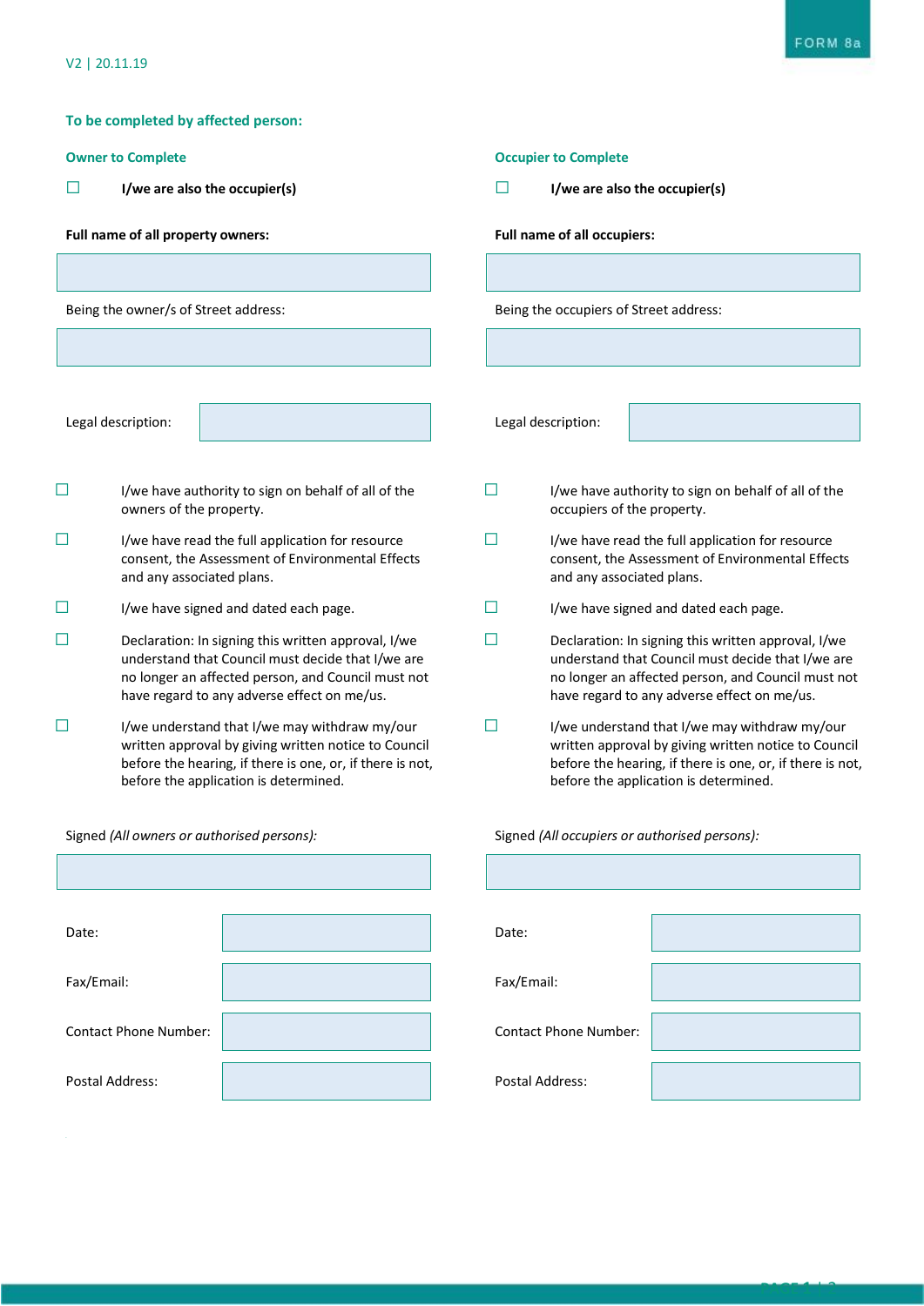To be completed by affected person:

## Owner to Complete

☐ **I/we are also the occupier(s)**

**Full name of all property owners:**

Being the owner/s of Street address:

Legal description:

☐ I/we have authority to sign on behalf of all of the owners of the property.

☐ I/we have read the full application for resource consent, the Assessment of Environmental Effects and any associated plans.

☐ I/we have signed and dated each page.

☐ Declaration: In signing this written approval, I/we understand that Council must decide that I/we are no longer an affected person, and Council must not have regard to any adverse effect on me/us.

☐ I/we understand that I/we may withdraw my/our written approval by giving written notice to Council before the hearing, if there is one, or, if there is not, before the application is determined.

Signed *(All owners or authorised persons)*:

Date:

Fax/Email:

Contact Phone Number:

Postal Address:

## Occupier to Complete

☐ **I/we are also the occupier(s)**

**Full name of all occupiers:**

Being the occupiers of Street address:

Legal description:

☐ I/we have authority to sign on behalf of all of the occupiers of the property.

☐ I/we have read the full application for resource consent, the Assessment of Environmental Effects and any associated plans.

☐ I/we have signed and dated each page.

☐ Declaration: In signing this written approval, I/we understand that Council must decide that I/we are no longer an affected person, and Council must not have regard to any adverse effect on me/us.

☐ I/we understand that I/we may withdraw my/our written approval by giving written notice to Council before the hearing, if there is one, or, if there is not, before the application is determined.

Signed *(All occupiers or authorised persons)*:

Date:

Fax/Email:

Contact Phone Number:

Postal Address: